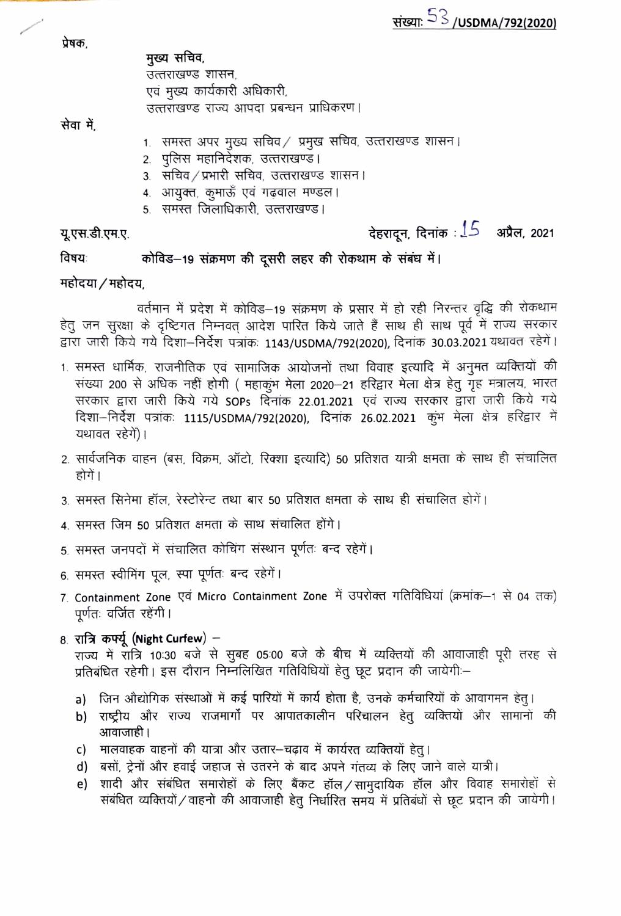संख्या: 53 /USDMA/792(2020)

प्रेषक,

मुख्य सचिव,
उत्तराखण्ड शासन,
एवं मुख्य कार्यकारी अधिकारी,
उत्तराखण्ड राज्य आपदा प्रबन्धन प्राधिकरण।

सेवा में,

1. समस्त अपर मुख्य सचिव / प्रमुख सचिव, उत्तराखण्ड शासन।
2. पुलिस महानिदेशक, उत्तराखण्ड।
3. सचिव / प्रभारी सचिव, उत्तराखण्ड शासन।
4. आयुक्त, कुमाऊँ एवं गढ़वाल मण्डल।
5. समस्त जिलाधिकारी, उत्तराखण्ड।

यू.एस.डी.एम.ए.

देहरादून, दिनांक : 15 अप्रैल, 2021

विषय: **कोविड–19 संक्रमण की दूसरी लहर की रोकथाम के संबंध में।**

महोदया / महोदय,

वर्तमान में प्रदेश में कोविड–19 संक्रमण के प्रसार में हो रही निरन्तर वृद्धि की रोकथाम हेतु जन सुरक्षा के दृष्टिगत निम्नवत् आदेश पारित किये जाते हैं साथ ही साथ पूर्व में राज्य सरकार द्वारा जारी किये गये दिशा–निर्देश पत्रांक: 1143/USDMA/792(2020), दिनांक 30.03.2021 यथावत रहेगें।

1. समस्त धार्मिक, राजनीतिक एवं सामाजिक आयोजनों तथा विवाह इत्यादि में अनुमत व्यक्तियों की संख्या 200 से अधिक नहीं होगी ( महाकुंभ मेला 2020–21 हरिद्वार मेला क्षेत्र हेतु गृह मत्रालय, भारत सरकार द्वारा जारी किये गये SOPs दिनांक 22.01.2021 एवं राज्य सरकार द्वारा जारी किये गये दिशा–निर्देश पत्रांक: 1115/USDMA/792(2020), दिनांक 26.02.2021 कुंभ मेला क्षेत्र हरिद्वार में यथावत रहेगें)।
2. सार्वजनिक वाहन (बस, विक्रम, ऑटो, रिक्शा इत्यादि) 50 प्रतिशत यात्री क्षमता के साथ ही संचालित होगें।
3. समस्त सिनेमा हॉल, रेस्टोरेन्ट तथा बार 50 प्रतिशत क्षमता के साथ ही संचालित होगें।
4. समस्त जिम 50 प्रतिशत क्षमता के साथ संचालित होंगे।
5. समस्त जनपदों में संचालित कोचिंग संस्थान पूर्णतः बन्द रहेगें।
6. समस्त स्वीमिंग पूल, स्पा पूर्णतः बन्द रहेगें।
7. Containment Zone एवं Micro Containment Zone में उपरोक्त गतिविधियां (क्रमांक–1 से 04 तक) पूर्णतः वर्जित रहेंगी।
8. **रात्रि कर्फ्यू (Night Curfew)** –
   राज्य में रात्रि 10:30 बजे से सुबह 05:00 बजे के बीच में व्यक्तियों की आवाजाही पूरी तरह से प्रतिबंधित रहेगी। इस दौरान निम्नलिखित गतिविधियों हेतु छूट प्रदान की जायेगी:–
   a) जिन औद्योगिक संस्थाओं में कई पारियों में कार्य होता है, उनके कर्मचारियों के आवागमन हेतु।
   b) राष्ट्रीय और राज्य राजमार्गों पर आपातकालीन परिचालन हेतु व्यक्तियों और सामानों की आवाजाही।
   c) मालवाहक वाहनों की यात्रा और उतार–चढ़ाव में कार्यरत व्यक्तियों हेतु।
   d) बसों, ट्रेनों और हवाई जहाज से उतरने के बाद अपने गंतव्य के लिए जाने वाले यात्री।
   e) शादी और संबंधित समारोहों के लिए बैंकट हॉल / सामुदायिक हॉल और विवाह समारोहों से संबंधित व्यक्तियों / वाहनों की आवाजाही हेतु निर्धारित समय में प्रतिबंधों से छूट प्रदान की जायेगी।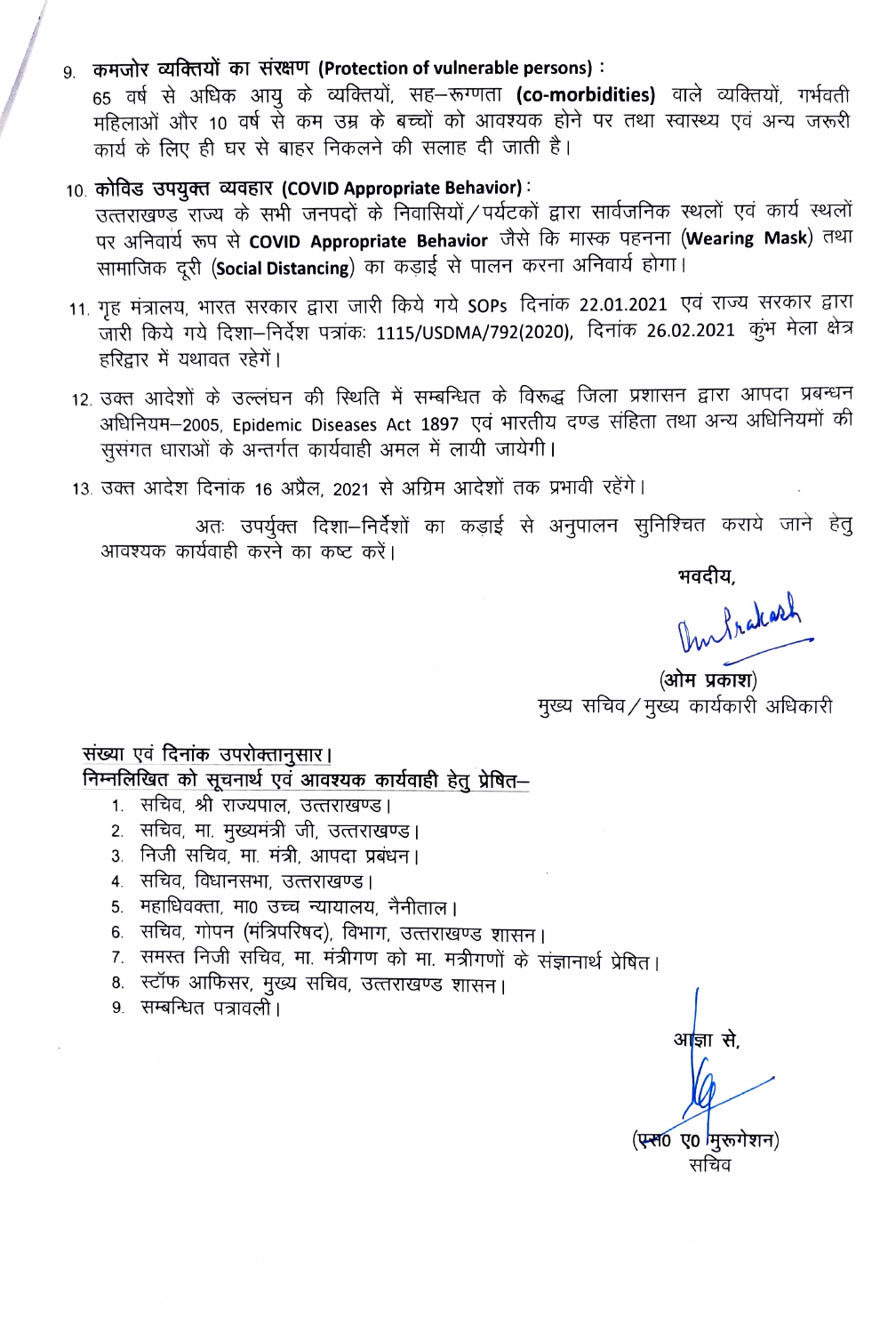9. **कमजोर व्यक्तियों का संरक्षण (Protection of vulnerable persons) :**
65 वर्ष से अधिक आयु के व्यक्तियों, सह–रूग्णता **(co-morbidities)** वाले व्यक्तियों, गर्भवती महिलाओं और 10 वर्ष से कम उम्र के बच्चों को आवश्यक होने पर तथा स्वास्थ्य एवं अन्य जरूरी कार्य के लिए ही घर से बाहर निकलने की सलाह दी जाती है।

10. **कोविड उपयुक्त व्यवहार (COVID Appropriate Behavior) :**
उत्तराखण्ड राज्य के सभी जनपदों के निवासियों/पर्यटकों द्वारा सार्वजनिक स्थलों एवं कार्य स्थलों पर अनिवार्य रूप से **COVID Appropriate Behavior** जैसे कि मास्क पहनना (**Wearing Mask**) तथा सामाजिक दूरी (**Social Distancing**) का कड़ाई से पालन करना अनिवार्य होगा।

11. गृह मंत्रालय, भारत सरकार द्वारा जारी किये गये SOPs दिनांक 22.01.2021 एवं राज्य सरकार द्वारा जारी किये गये दिशा–निर्देश पत्रांकः 1115/USDMA/792(2020), दिनांक 26.02.2021 कुंभ मेला क्षेत्र हरिद्वार में यथावत रहेगें।

12. उक्त आदेशों के उल्लंघन की स्थिति में सम्बन्धित के विरूद्ध जिला प्रशासन द्वारा आपदा प्रबन्धन अधिनियम–2005, Epidemic Diseases Act 1897 एवं भारतीय दण्ड संहिता तथा अन्य अधिनियमों की सुसंगत धाराओं के अन्तर्गत कार्यवाही अमल में लायी जायेगी।

13. उक्त आदेश दिनांक 16 अप्रैल, 2021 से अग्रिम आदेशों तक प्रभावी रहेंगे।

अतः उपर्युक्त दिशा–निर्देशों का कड़ाई से अनुपालन सुनिश्चित कराये जाने हेतु आवश्यक कार्यवाही करने का कष्ट करें।

भवदीय,

(ओम प्रकाश)
मुख्य सचिव/मुख्य कार्यकारी अधिकारी

संख्या एवं दिनांक उपरोक्तानुसार।
निम्नलिखित को सूचनार्थ एवं आवश्यक कार्यवाही हेतु प्रेषित–

1. सचिव, श्री राज्यपाल, उत्तराखण्ड।
2. सचिव, मा. मुख्यमंत्री जी, उत्तराखण्ड।
3. निजी सचिव, मा. मंत्री, आपदा प्रबंधन।
4. सचिव, विधानसभा, उत्तराखण्ड।
5. महाधिवक्ता, मा0 उच्च न्यायालय, नैनीताल।
6. सचिव, गोपन (मंत्रिपरिषद), विभाग, उत्तराखण्ड शासन।
7. समस्त निजी सचिव, मा. मंत्रीगण को मा. मत्रीगणों के संज्ञानार्थ प्रेषित।
8. स्टॉफ आफिसर, मुख्य सचिव, उत्तराखण्ड शासन।
9. सम्बन्धित पत्रावली।

आज्ञा से,

(एस0 ए0 मुरूगेशन)
सचिव